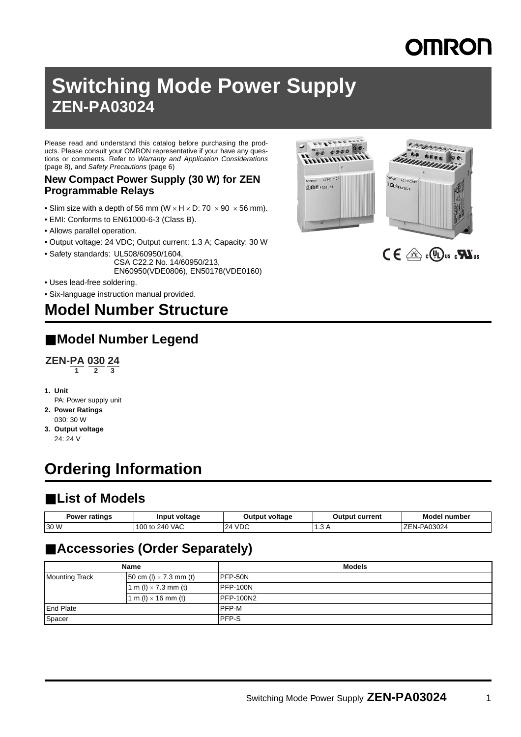# Switching Mode Power Supply
## ZEN-PA03024

Please read and understand this catalog before purchasing the products. Please consult your OMRON representative if your have any questions or comments. Refer to *Warranty and Application Considerations* (page 8), and *Safety Precautions* (page 6)

### New Compact Power Supply (30 W) for ZEN Programmable Relays

- Slim size with a depth of 56 mm (W × H × D: 70 × 90 × 56 mm).
- EMI: Conforms to EN61000-6-3 (Class B).
- Allows parallel operation.
- Output voltage: 24 VDC; Output current: 1.3 A; Capacity: 30 W
- Safety standards: UL508/60950/1604,
  CSA C22.2 No. 14/60950/213,
  EN60950(VDE0806), EN50178(VDE0160)
- Uses lead-free soldering.
- Six-language instruction manual provided.

# Model Number Structure

## Model Number Legend

**ZEN-PA 030 24**
(1: PA, 2: 030, 3: 24)

1. **Unit**
   PA: Power supply unit
2. **Power Ratings**
   030: 30 W
3. **Output voltage**
   24: 24 V

# Ordering Information

## List of Models

| Power ratings | Input voltage | Output voltage | Output current | Model number |
|---|---|---|---|---|
| 30 W | 100 to 240 VAC | 24 VDC | 1.3 A | ZEN-PA03024 |

## Accessories (Order Separately)

| Name | | Models |
|---|---|---|
| Mounting Track | 50 cm (l) × 7.3 mm (t) | PFP-50N |
| | 1 m (l) × 7.3 mm (t) | PFP-100N |
| | 1 m (l) × 16 mm (t) | PFP-100N2 |
| End Plate | | PFP-M |
| Spacer | | PFP-S |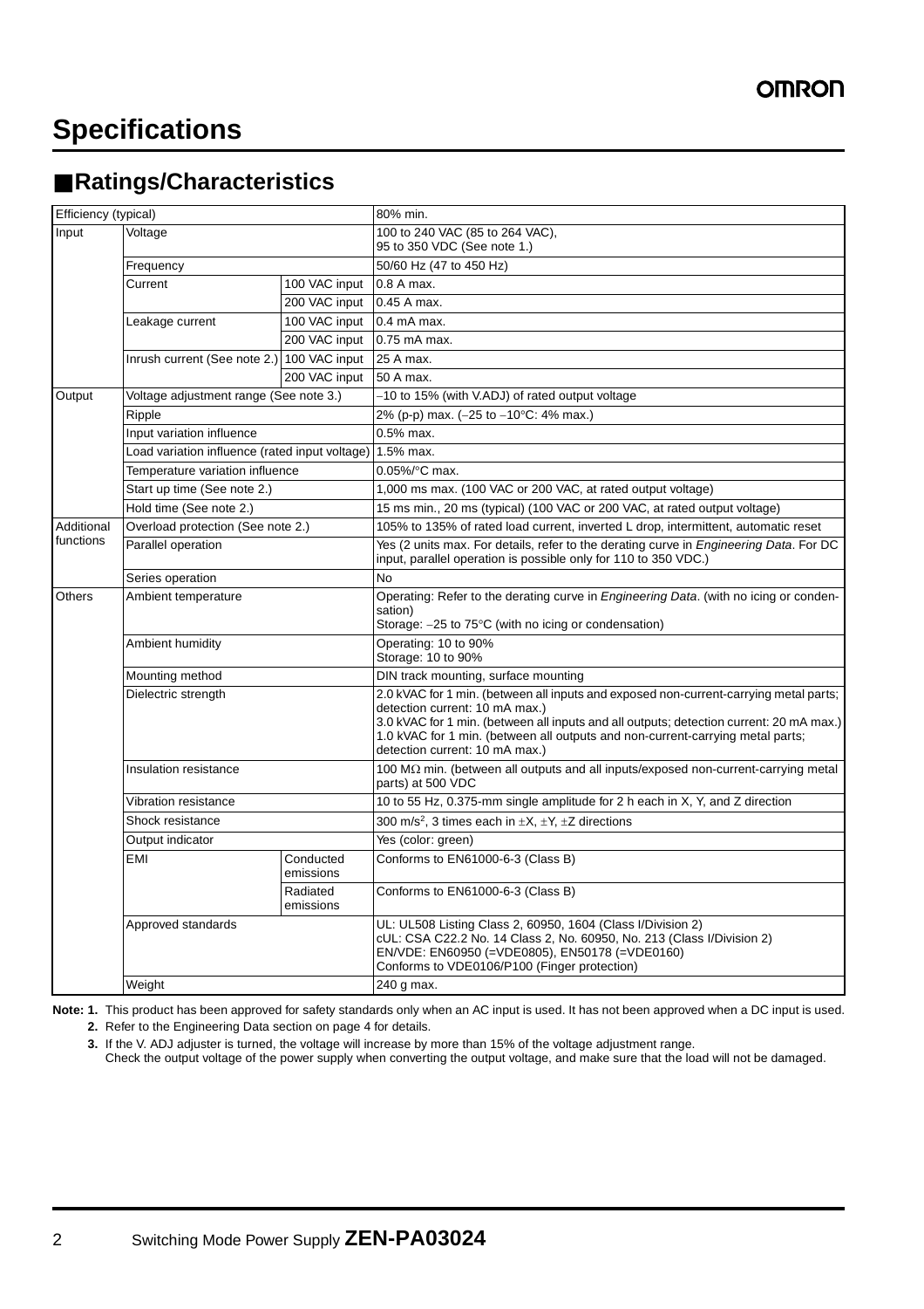# Specifications

## ■Ratings/Characteristics

| | | | |
|---|---|---|---|
| Efficiency (typical) | | | 80% min. |
| Input | Voltage | | 100 to 240 VAC (85 to 264 VAC),<br>95 to 350 VDC (See note 1.) |
| | Frequency | | 50/60 Hz (47 to 450 Hz) |
| | Current | 100 VAC input | 0.8 A max. |
| | | 200 VAC input | 0.45 A max. |
| | Leakage current | 100 VAC input | 0.4 mA max. |
| | | 200 VAC input | 0.75 mA max. |
| | Inrush current (See note 2.) | 100 VAC input | 25 A max. |
| | | 200 VAC input | 50 A max. |
| Output | Voltage adjustment range (See note 3.) | | −10 to 15% (with V.ADJ) of rated output voltage |
| | Ripple | | 2% (p-p) max. (−25 to −10°C: 4% max.) |
| | Input variation influence | | 0.5% max. |
| | Load variation influence (rated input voltage) | | 1.5% max. |
| | Temperature variation influence | | 0.05%/°C max. |
| | Start up time (See note 2.) | | 1,000 ms max. (100 VAC or 200 VAC, at rated output voltage) |
| | Hold time (See note 2.) | | 15 ms min., 20 ms (typical) (100 VAC or 200 VAC, at rated output voltage) |
| Additional functions | Overload protection (See note 2.) | | 105% to 135% of rated load current, inverted L drop, intermittent, automatic reset |
| | Parallel operation | | Yes (2 units max. For details, refer to the derating curve in *Engineering Data*. For DC input, parallel operation is possible only for 110 to 350 VDC.) |
| | Series operation | | No |
| Others | Ambient temperature | | Operating: Refer to the derating curve in *Engineering Data*. (with no icing or condensation)<br>Storage: −25 to 75°C (with no icing or condensation) |
| | Ambient humidity | | Operating: 10 to 90%<br>Storage: 10 to 90% |
| | Mounting method | | DIN track mounting, surface mounting |
| | Dielectric strength | | 2.0 kVAC for 1 min. (between all inputs and exposed non-current-carrying metal parts; detection current: 10 mA max.)<br>3.0 kVAC for 1 min. (between all inputs and all outputs; detection current: 20 mA max.)<br>1.0 kVAC for 1 min. (between all outputs and non-current-carrying metal parts; detection current: 10 mA max.) |
| | Insulation resistance | | 100 MΩ min. (between all outputs and all inputs/exposed non-current-carrying metal parts) at 500 VDC |
| | Vibration resistance | | 10 to 55 Hz, 0.375-mm single amplitude for 2 h each in X, Y, and Z direction |
| | Shock resistance | | 300 $m/s^2$, 3 times each in ±X, ±Y, ±Z directions |
| | Output indicator | | Yes (color: green) |
| | EMI | Conducted emissions | Conforms to EN61000-6-3 (Class B) |
| | | Radiated emissions | Conforms to EN61000-6-3 (Class B) |
| | Approved standards | | UL: UL508 Listing Class 2, 60950, 1604 (Class I/Division 2)<br>cUL: CSA C22.2 No. 14 Class 2, No. 60950, No. 213 (Class I/Division 2)<br>EN/VDE: EN60950 (=VDE0805), EN50178 (=VDE0160)<br>Conforms to VDE0106/P100 (Finger protection) |
| | Weight | | 240 g max. |

**Note: 1.** This product has been approved for safety standards only when an AC input is used. It has not been approved when a DC input is used.

**2.** Refer to the Engineering Data section on page 4 for details.

**3.** If the V. ADJ adjuster is turned, the voltage will increase by more than 15% of the voltage adjustment range.
Check the output voltage of the power supply when converting the output voltage, and make sure that the load will not be damaged.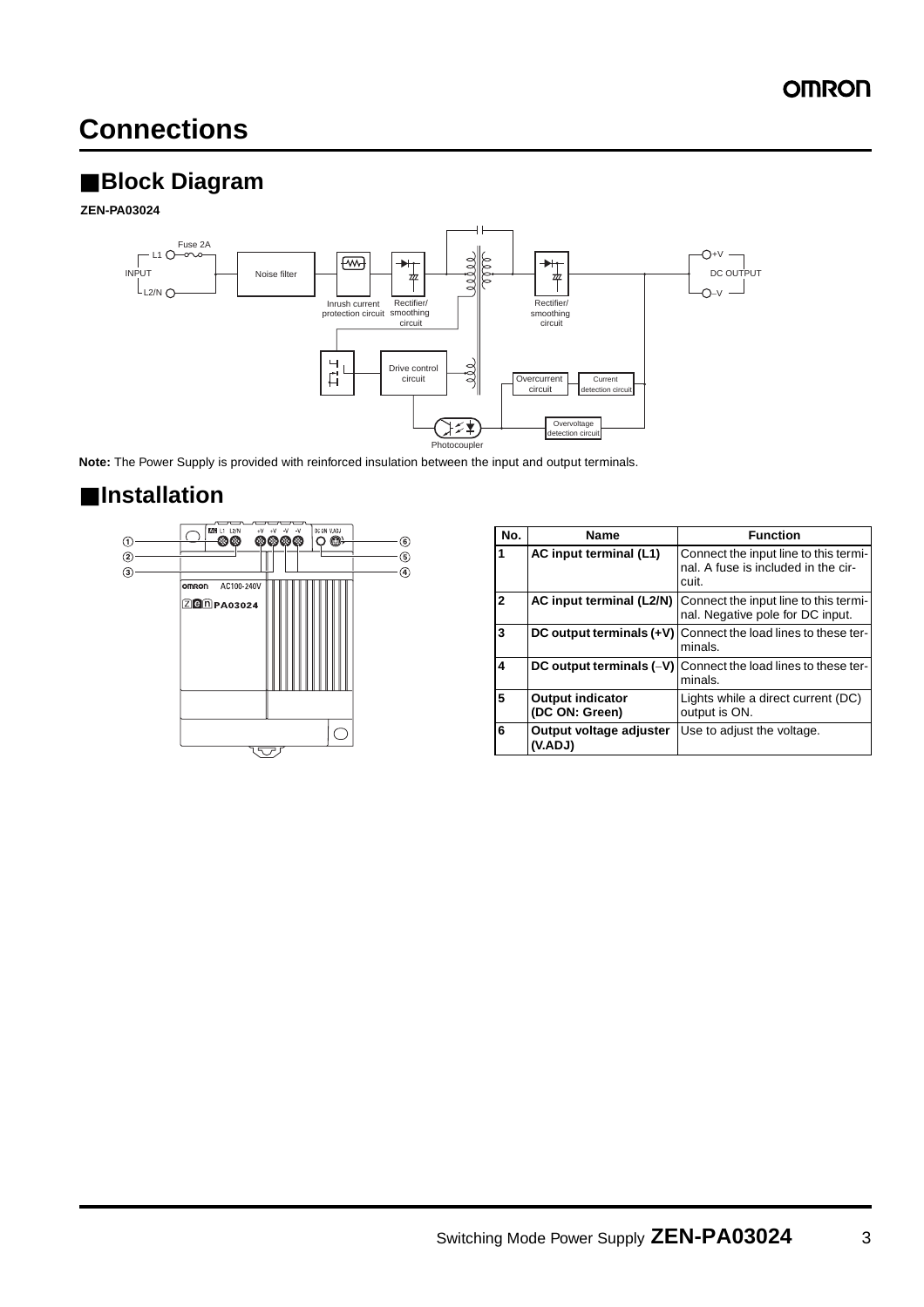# Connections

## ■Block Diagram

**ZEN-PA03024**

**Note:** The Power Supply is provided with reinforced insulation between the input and output terminals.

## ■Installation

| No. | Name | Function |
|---|---|---|
| 1 | **AC input terminal (L1)** | Connect the input line to this terminal. A fuse is included in the circuit. |
| 2 | **AC input terminal (L2/N)** | Connect the input line to this terminal. Negative pole for DC input. |
| 3 | **DC output terminals (+V)** | Connect the load lines to these terminals. |
| 4 | **DC output terminals (−V)** | Connect the load lines to these terminals. |
| 5 | **Output indicator (DC ON: Green)** | Lights while a direct current (DC) output is ON. |
| 6 | **Output voltage adjuster (V.ADJ)** | Use to adjust the voltage. |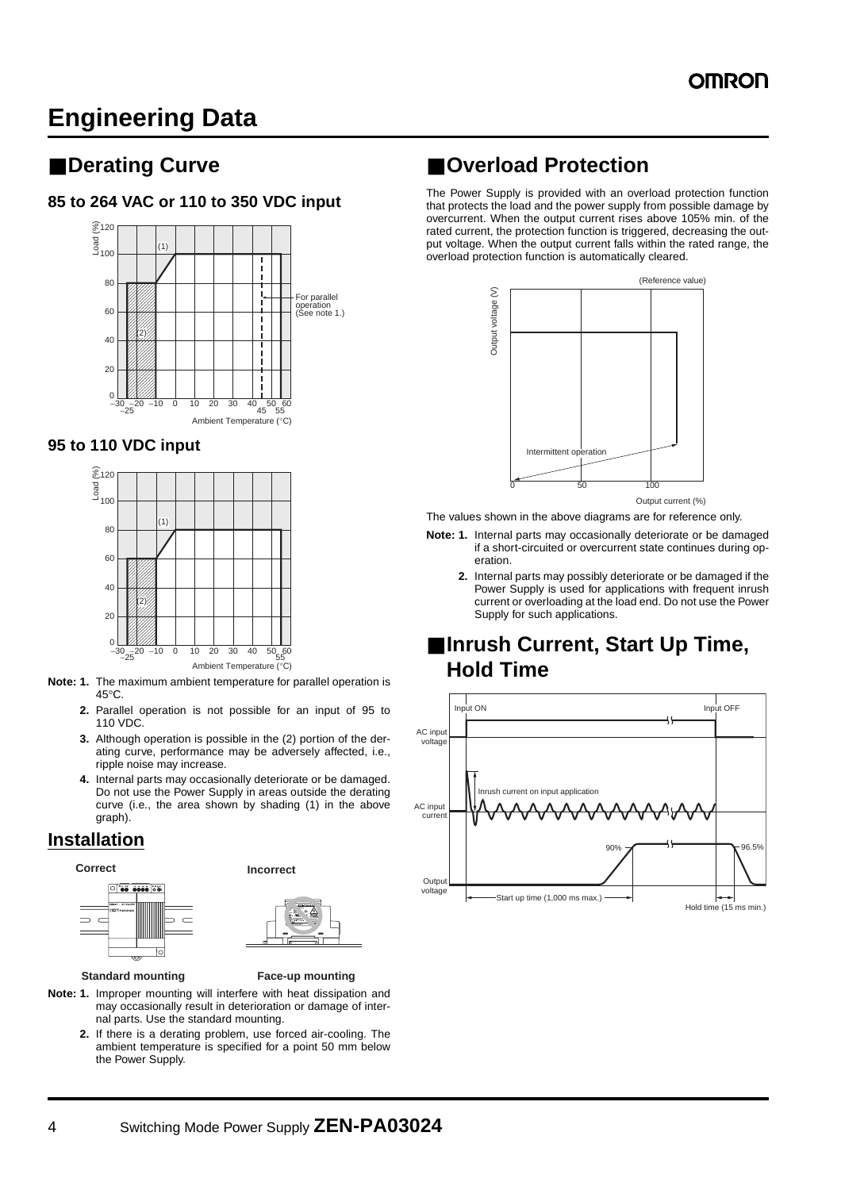# Engineering Data

## ■Derating Curve

### 85 to 264 VAC or 110 to 350 VDC input

### 95 to 110 VDC input

**Note: 1.** The maximum ambient temperature for parallel operation is 45°C.

**2.** Parallel operation is not possible for an input of 95 to 110 VDC.

**3.** Although operation is possible in the (2) portion of the derating curve, performance may be adversely affected, i.e., ripple noise may increase.

**4.** Internal parts may occasionally deteriorate or be damaged. Do not use the Power Supply in areas outside the derating curve (i.e., the area shown by shading (1) in the above graph).

## Installation

**Correct** — Standard mounting

**Incorrect** — Face-up mounting

**Note: 1.** Improper mounting will interfere with heat dissipation and may occasionally result in deterioration or damage of internal parts. Use the standard mounting.

**2.** If there is a derating problem, use forced air-cooling. The ambient temperature is specified for a point 50 mm below the Power Supply.

## ■Overload Protection

The Power Supply is provided with an overload protection function that protects the load and the power supply from possible damage by overcurrent. When the output current rises above 105% min. of the rated current, the protection function is triggered, decreasing the output voltage. When the output current falls within the rated range, the overload protection function is automatically cleared.

The values shown in the above diagrams are for reference only.

**Note: 1.** Internal parts may occasionally deteriorate or be damaged if a short-circuited or overcurrent state continues during operation.

**2.** Internal parts may possibly deteriorate or be damaged if the Power Supply is used for applications with frequent inrush current or overloading at the load end. Do not use the Power Supply for such applications.

## ■Inrush Current, Start Up Time, Hold Time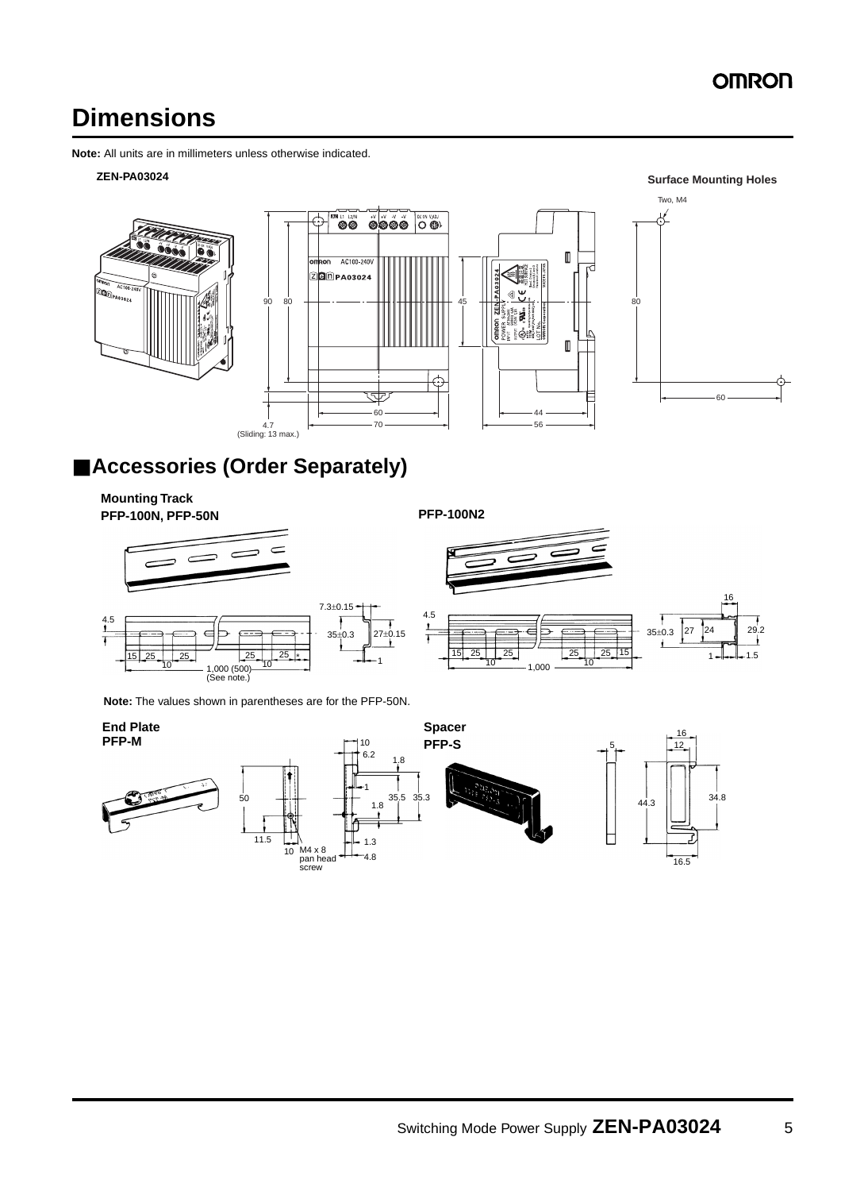# Dimensions

**Note:** All units are in millimeters unless otherwise indicated.

**ZEN-PA03024**

**Surface Mounting Holes**

## Accessories (Order Separately)

**Mounting Track**
**PFP-100N, PFP-50N**

**PFP-100N2**

**Note:** The values shown in parentheses are for the PFP-50N.

**End Plate**
**PFP-M**

**Spacer**
**PFP-S**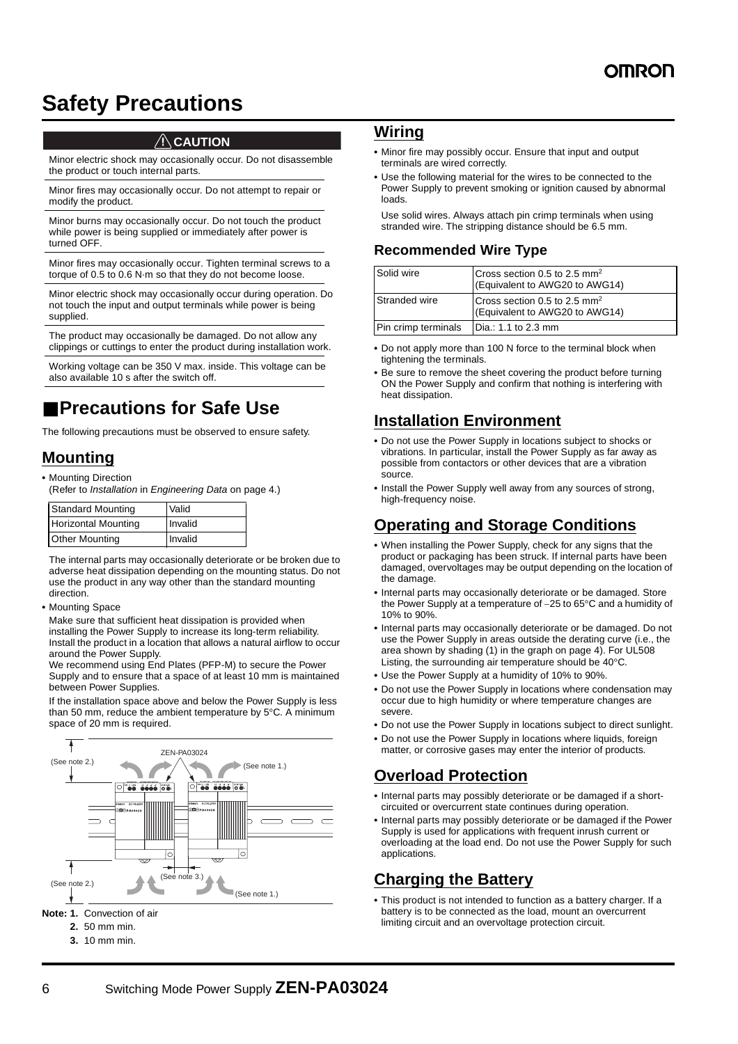# Safety Precautions

**⚠ CAUTION**

Minor electric shock may occasionally occur. Do not disassemble the product or touch internal parts.

Minor fires may occasionally occur. Do not attempt to repair or modify the product.

Minor burns may occasionally occur. Do not touch the product while power is being supplied or immediately after power is turned OFF.

Minor fires may occasionally occur. Tighten terminal screws to a torque of 0.5 to 0.6 N·m so that they do not become loose.

Minor electric shock may occasionally occur during operation. Do not touch the input and output terminals while power is being supplied.

The product may occasionally be damaged. Do not allow any clippings or cuttings to enter the product during installation work.

Working voltage can be 350 V max. inside. This voltage can be also available 10 s after the switch off.

## ■Precautions for Safe Use

The following precautions must be observed to ensure safety.

### Mounting

- Mounting Direction
  (Refer to *Installation* in *Engineering Data* on page 4.)

| Standard Mounting | Valid |
|---|---|
| Horizontal Mounting | Invalid |
| Other Mounting | Invalid |

The internal parts may occasionally deteriorate or be broken due to adverse heat dissipation depending on the mounting status. Do not use the product in any way other than the standard mounting direction.

- Mounting Space

Make sure that sufficient heat dissipation is provided when installing the Power Supply to increase its long-term reliability. Install the product in a location that allows a natural airflow to occur around the Power Supply.
We recommend using End Plates (PFP-M) to secure the Power Supply and to ensure that a space of at least 10 mm is maintained between Power Supplies.

If the installation space above and below the Power Supply is less than 50 mm, reduce the ambient temperature by 5°C. A minimum space of 20 mm is required.

ZEN-PA03024
(See note 2.) (See note 1.) (See note 3.)

**Note: 1.** Convection of air
**2.** 50 mm min.
**3.** 10 mm min.

### Wiring

- Minor fire may possibly occur. Ensure that input and output terminals are wired correctly.
- Use the following material for the wires to be connected to the Power Supply to prevent smoking or ignition caused by abnormal loads.

  Use solid wires. Always attach pin crimp terminals when using stranded wire. The stripping distance should be 6.5 mm.

#### Recommended Wire Type

| Solid wire | Cross section 0.5 to 2.5 mm$^2$ (Equivalent to AWG20 to AWG14) |
|---|---|
| Stranded wire | Cross section 0.5 to 2.5 mm$^2$ (Equivalent to AWG20 to AWG14) |
| Pin crimp terminals | Dia.: 1.1 to 2.3 mm |

- Do not apply more than 100 N force to the terminal block when tightening the terminals.
- Be sure to remove the sheet covering the product before turning ON the Power Supply and confirm that nothing is interfering with heat dissipation.

### Installation Environment

- Do not use the Power Supply in locations subject to shocks or vibrations. In particular, install the Power Supply as far away as possible from contactors or other devices that are a vibration source.
- Install the Power Supply well away from any sources of strong, high-frequency noise.

### Operating and Storage Conditions

- When installing the Power Supply, check for any signs that the product or packaging has been struck. If internal parts have been damaged, overvoltages may be output depending on the location of the damage.
- Internal parts may occasionally deteriorate or be damaged. Store the Power Supply at a temperature of −25 to 65°C and a humidity of 10% to 90%.
- Internal parts may occasionally deteriorate or be damaged. Do not use the Power Supply in areas outside the derating curve (i.e., the area shown by shading (1) in the graph on page 4). For UL508 Listing, the surrounding air temperature should be 40°C.
- Use the Power Supply at a humidity of 10% to 90%.
- Do not use the Power Supply in locations where condensation may occur due to high humidity or where temperature changes are severe.
- Do not use the Power Supply in locations subject to direct sunlight.
- Do not use the Power Supply in locations where liquids, foreign matter, or corrosive gases may enter the interior of products.

### Overload Protection

- Internal parts may possibly deteriorate or be damaged if a short-circuited or overcurrent state continues during operation.
- Internal parts may possibly deteriorate or be damaged if the Power Supply is used for applications with frequent inrush current or overloading at the load end. Do not use the Power Supply for such applications.

### Charging the Battery

- This product is not intended to function as a battery charger. If a battery is to be connected as the load, mount an overcurrent limiting circuit and an overvoltage protection circuit.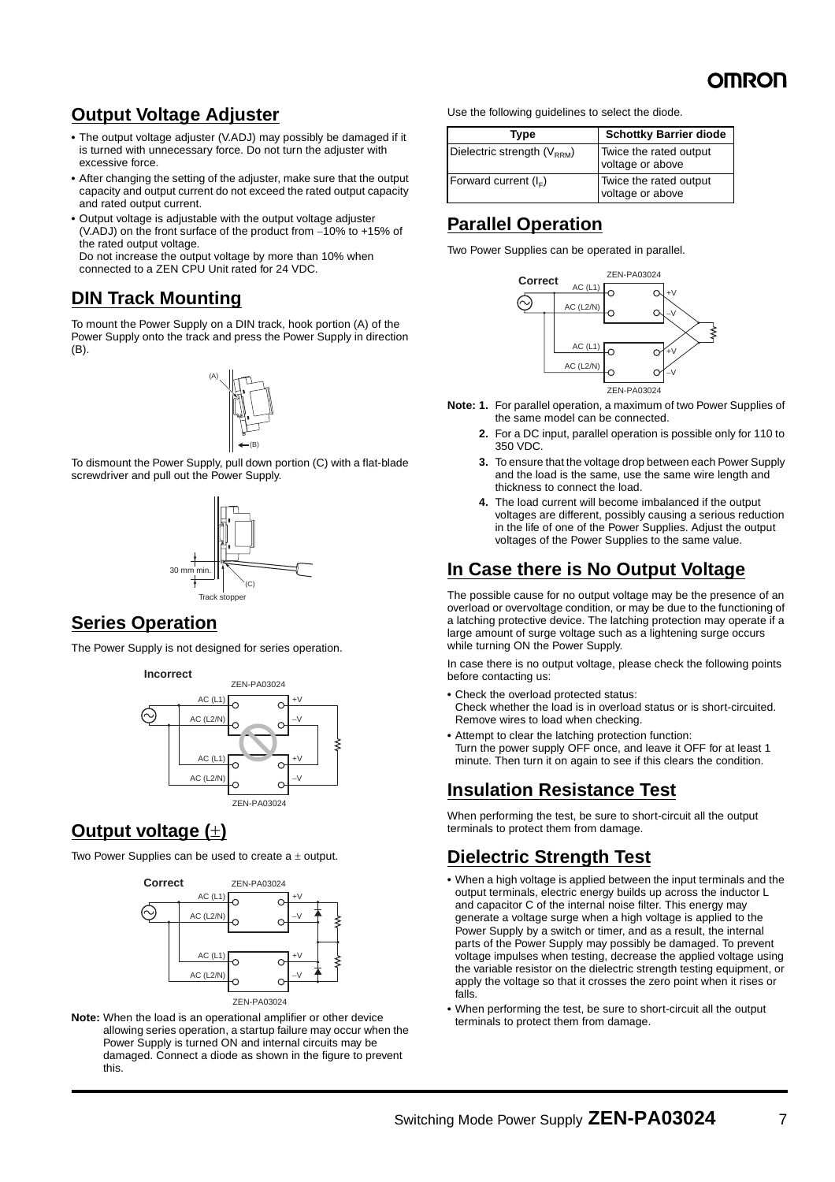## Output Voltage Adjuster

- The output voltage adjuster (V.ADJ) may possibly be damaged if it is turned with unnecessary force. Do not turn the adjuster with excessive force.
- After changing the setting of the adjuster, make sure that the output capacity and output current do not exceed the rated output capacity and rated output current.
- Output voltage is adjustable with the output voltage adjuster (V.ADJ) on the front surface of the product from −10% to +15% of the rated output voltage.
  Do not increase the output voltage by more than 10% when connected to a ZEN CPU Unit rated for 24 VDC.

## DIN Track Mounting

To mount the Power Supply on a DIN track, hook portion (A) of the Power Supply onto the track and press the Power Supply in direction (B).

To dismount the Power Supply, pull down portion (C) with a flat-blade screwdriver and pull out the Power Supply.

30 mm min.

Track stopper

## Series Operation

The Power Supply is not designed for series operation.

**Incorrect**

## Output voltage (±)

Two Power Supplies can be used to create a ± output.

**Correct**

**Note:** When the load is an operational amplifier or other device allowing series operation, a startup failure may occur when the Power Supply is turned ON and internal circuits may be damaged. Connect a diode as shown in the figure to prevent this.

Use the following guidelines to select the diode.

| Type | Schottky Barrier diode |
| --- | --- |
| Dielectric strength ($V_{RRM}$) | Twice the rated output voltage or above |
| Forward current ($I_F$) | Twice the rated output voltage or above |

## Parallel Operation

Two Power Supplies can be operated in parallel.

**Correct**

**Note: 1.** For parallel operation, a maximum of two Power Supplies of the same model can be connected.

**2.** For a DC input, parallel operation is possible only for 110 to 350 VDC.

**3.** To ensure that the voltage drop between each Power Supply and the load is the same, use the same wire length and thickness to connect the load.

**4.** The load current will become imbalanced if the output voltages are different, possibly causing a serious reduction in the life of one of the Power Supplies. Adjust the output voltages of the Power Supplies to the same value.

## In Case there is No Output Voltage

The possible cause for no output voltage may be the presence of an overload or overvoltage condition, or may be due to the functioning of a latching protective device. The latching protection may operate if a large amount of surge voltage such as a lightening surge occurs while turning ON the Power Supply.

In case there is no output voltage, please check the following points before contacting us:

- Check the overload protected status:
  Check whether the load is in overload status or is short-circuited. Remove wires to load when checking.
- Attempt to clear the latching protection function:
  Turn the power supply OFF once, and leave it OFF for at least 1 minute. Then turn it on again to see if this clears the condition.

## Insulation Resistance Test

When performing the test, be sure to short-circuit all the output terminals to protect them from damage.

## Dielectric Strength Test

- When a high voltage is applied between the input terminals and the output terminals, electric energy builds up across the inductor L and capacitor C of the internal noise filter. This energy may generate a voltage surge when a high voltage is applied to the Power Supply by a switch or timer, and as a result, the internal parts of the Power Supply may possibly be damaged. To prevent voltage impulses when testing, decrease the applied voltage using the variable resistor on the dielectric strength testing equipment, or apply the voltage so that it crosses the zero point when it rises or falls.
- When performing the test, be sure to short-circuit all the output terminals to protect them from damage.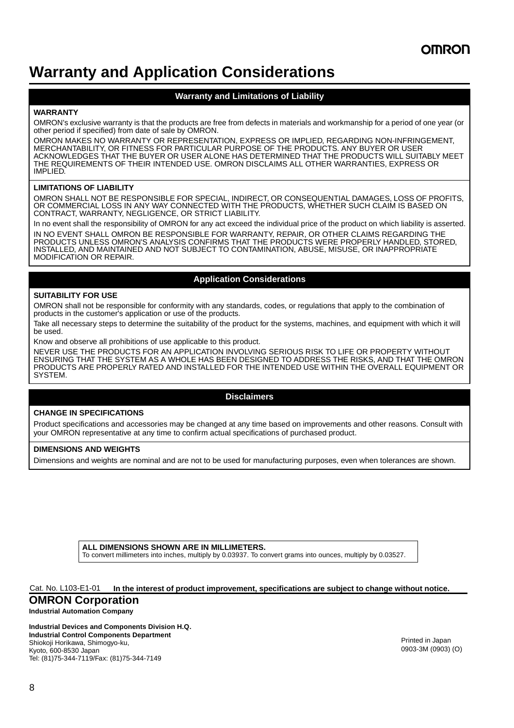# Warranty and Application Considerations

## Warranty and Limitations of Liability

### WARRANTY

OMRON's exclusive warranty is that the products are free from defects in materials and workmanship for a period of one year (or other period if specified) from date of sale by OMRON.

OMRON MAKES NO WARRANTY OR REPRESENTATION, EXPRESS OR IMPLIED, REGARDING NON-INFRINGEMENT, MERCHANTABILITY, OR FITNESS FOR PARTICULAR PURPOSE OF THE PRODUCTS. ANY BUYER OR USER ACKNOWLEDGES THAT THE BUYER OR USER ALONE HAS DETERMINED THAT THE PRODUCTS WILL SUITABLY MEET THE REQUIREMENTS OF THEIR INTENDED USE. OMRON DISCLAIMS ALL OTHER WARRANTIES, EXPRESS OR IMPLIED.

### LIMITATIONS OF LIABILITY

OMRON SHALL NOT BE RESPONSIBLE FOR SPECIAL, INDIRECT, OR CONSEQUENTIAL DAMAGES, LOSS OF PROFITS, OR COMMERCIAL LOSS IN ANY WAY CONNECTED WITH THE PRODUCTS, WHETHER SUCH CLAIM IS BASED ON CONTRACT, WARRANTY, NEGLIGENCE, OR STRICT LIABILITY.

In no event shall the responsibility of OMRON for any act exceed the individual price of the product on which liability is asserted.

IN NO EVENT SHALL OMRON BE RESPONSIBLE FOR WARRANTY, REPAIR, OR OTHER CLAIMS REGARDING THE PRODUCTS UNLESS OMRON'S ANALYSIS CONFIRMS THAT THE PRODUCTS WERE PROPERLY HANDLED, STORED, INSTALLED, AND MAINTAINED AND NOT SUBJECT TO CONTAMINATION, ABUSE, MISUSE, OR INAPPROPRIATE MODIFICATION OR REPAIR.

## Application Considerations

### SUITABILITY FOR USE

OMRON shall not be responsible for conformity with any standards, codes, or regulations that apply to the combination of products in the customer's application or use of the products.

Take all necessary steps to determine the suitability of the product for the systems, machines, and equipment with which it will be used.

Know and observe all prohibitions of use applicable to this product.

NEVER USE THE PRODUCTS FOR AN APPLICATION INVOLVING SERIOUS RISK TO LIFE OR PROPERTY WITHOUT ENSURING THAT THE SYSTEM AS A WHOLE HAS BEEN DESIGNED TO ADDRESS THE RISKS, AND THAT THE OMRON PRODUCTS ARE PROPERLY RATED AND INSTALLED FOR THE INTENDED USE WITHIN THE OVERALL EQUIPMENT OR SYSTEM.

## Disclaimers

### CHANGE IN SPECIFICATIONS

Product specifications and accessories may be changed at any time based on improvements and other reasons. Consult with your OMRON representative at any time to confirm actual specifications of purchased product.

### DIMENSIONS AND WEIGHTS

Dimensions and weights are nominal and are not to be used for manufacturing purposes, even when tolerances are shown.

**ALL DIMENSIONS SHOWN ARE IN MILLIMETERS.**
To convert millimeters into inches, multiply by 0.03937. To convert grams into ounces, multiply by 0.03527.

Cat. No. L103-E1-01 **In the interest of product improvement, specifications are subject to change without notice.**

**OMRON Corporation**
**Industrial Automation Company**

**Industrial Devices and Components Division H.Q.**
**Industrial Control Components Department**
Shiokoji Horikawa, Shimogyo-ku,
Kyoto, 600-8530 Japan
Tel: (81)75-344-7119/Fax: (81)75-344-7149

Printed in Japan
0903-3M (0903) (O)